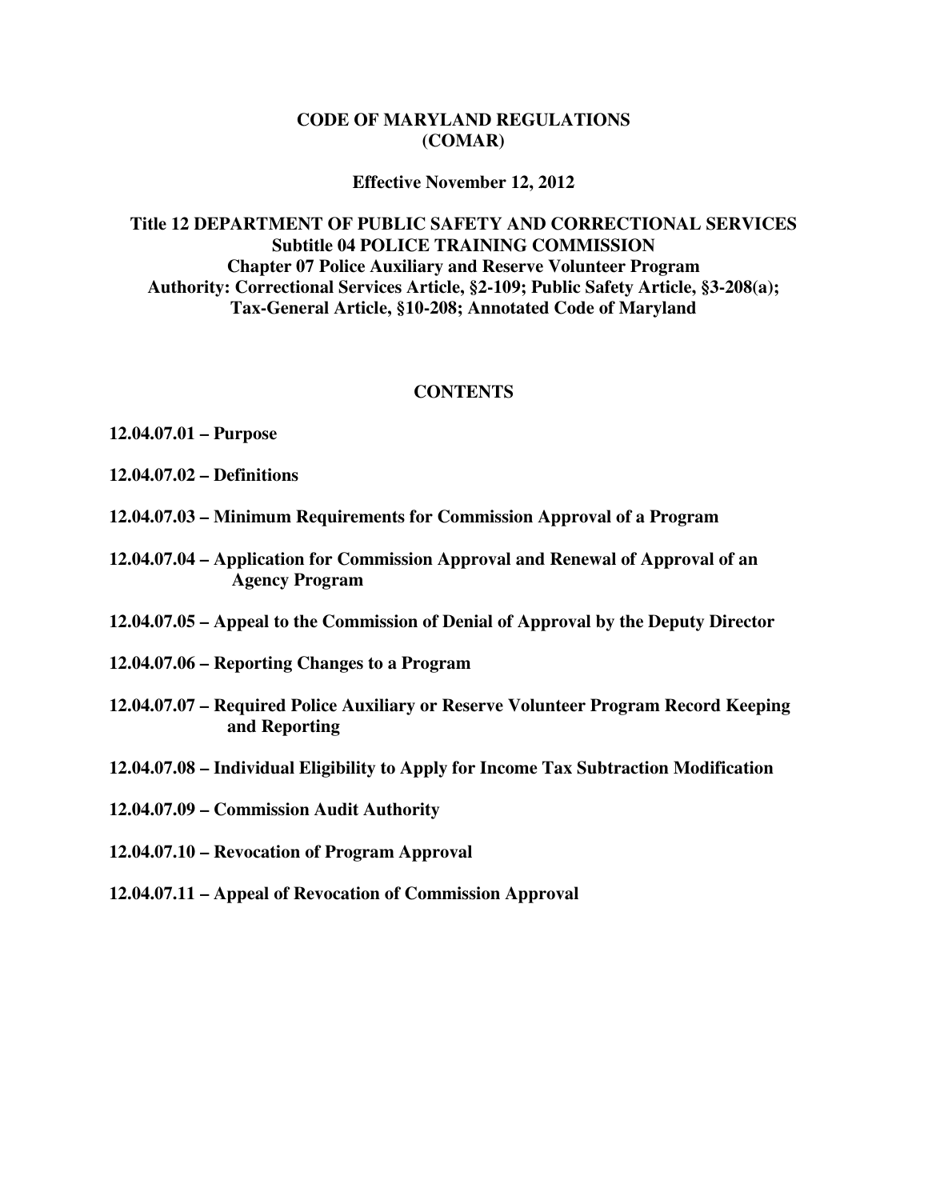# CODE OF MARYLAND REGULATIONS (COMAR)

**Effective November 12, 2012**

## Title 12 DEPARTMENT OF PUBLIC SAFETY AND CORRECTIONAL SERVICES
## Subtitle 04 POLICE TRAINING COMMISSION
## Chapter 07 Police Auxiliary and Reserve Volunteer Program

**Authority: Correctional Services Article, §2-109; Public Safety Article, §3-208(a); Tax-General Article, §10-208; Annotated Code of Maryland**

## CONTENTS

**12.04.07.01 – Purpose**

**12.04.07.02 – Definitions**

**12.04.07.03 – Minimum Requirements for Commission Approval of a Program**

**12.04.07.04 – Application for Commission Approval and Renewal of Approval of an Agency Program**

**12.04.07.05 – Appeal to the Commission of Denial of Approval by the Deputy Director**

**12.04.07.06 – Reporting Changes to a Program**

**12.04.07.07 – Required Police Auxiliary or Reserve Volunteer Program Record Keeping and Reporting**

**12.04.07.08 – Individual Eligibility to Apply for Income Tax Subtraction Modification**

**12.04.07.09 – Commission Audit Authority**

**12.04.07.10 – Revocation of Program Approval**

**12.04.07.11 – Appeal of Revocation of Commission Approval**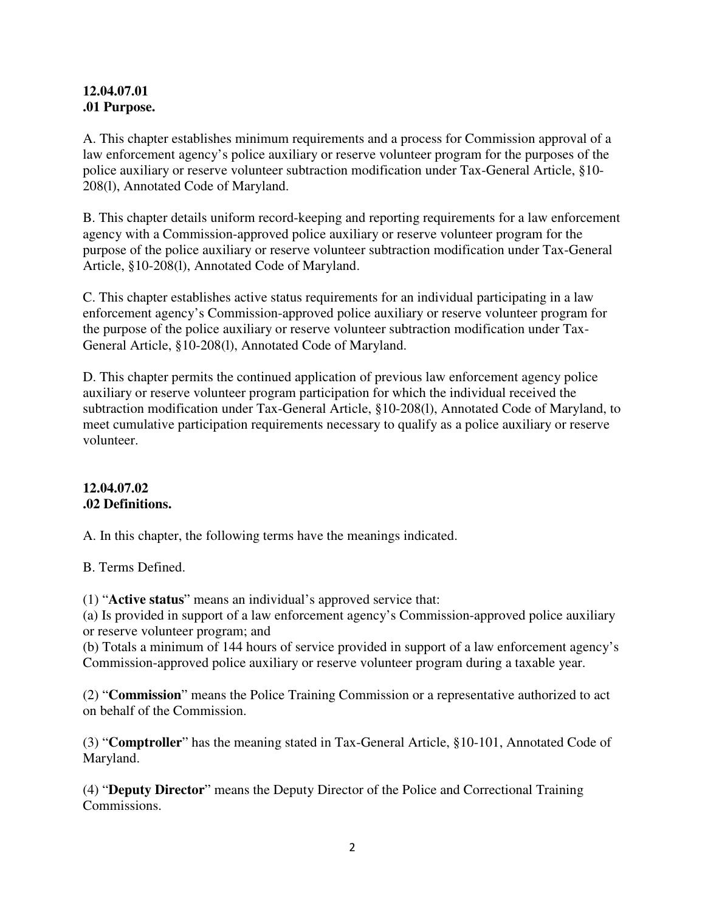**12.04.07.01**
**.01 Purpose.**

A. This chapter establishes minimum requirements and a process for Commission approval of a law enforcement agency's police auxiliary or reserve volunteer program for the purposes of the police auxiliary or reserve volunteer subtraction modification under Tax-General Article, §10-208(l), Annotated Code of Maryland.

B. This chapter details uniform record-keeping and reporting requirements for a law enforcement agency with a Commission-approved police auxiliary or reserve volunteer program for the purpose of the police auxiliary or reserve volunteer subtraction modification under Tax-General Article, §10-208(l), Annotated Code of Maryland.

C. This chapter establishes active status requirements for an individual participating in a law enforcement agency's Commission-approved police auxiliary or reserve volunteer program for the purpose of the police auxiliary or reserve volunteer subtraction modification under Tax-General Article, §10-208(l), Annotated Code of Maryland.

D. This chapter permits the continued application of previous law enforcement agency police auxiliary or reserve volunteer program participation for which the individual received the subtraction modification under Tax-General Article, §10-208(l), Annotated Code of Maryland, to meet cumulative participation requirements necessary to qualify as a police auxiliary or reserve volunteer.

**12.04.07.02**
**.02 Definitions.**

A. In this chapter, the following terms have the meanings indicated.

B. Terms Defined.

(1) "**Active status**" means an individual's approved service that:
(a) Is provided in support of a law enforcement agency's Commission-approved police auxiliary or reserve volunteer program; and
(b) Totals a minimum of 144 hours of service provided in support of a law enforcement agency's Commission-approved police auxiliary or reserve volunteer program during a taxable year.

(2) "**Commission**" means the Police Training Commission or a representative authorized to act on behalf of the Commission.

(3) "**Comptroller**" has the meaning stated in Tax-General Article, §10-101, Annotated Code of Maryland.

(4) "**Deputy Director**" means the Deputy Director of the Police and Correctional Training Commissions.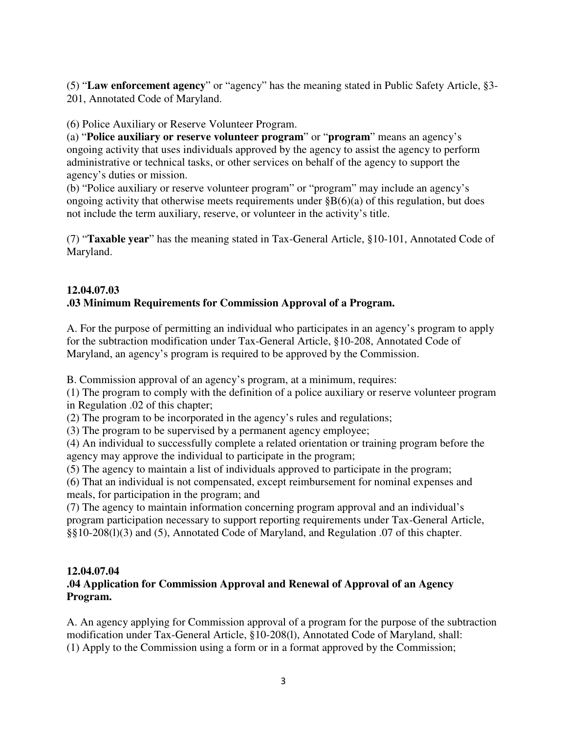(5) "**Law enforcement agency**" or "agency" has the meaning stated in Public Safety Article, §3-201, Annotated Code of Maryland.

(6) Police Auxiliary or Reserve Volunteer Program.

(a) "**Police auxiliary or reserve volunteer program**" or "**program**" means an agency's ongoing activity that uses individuals approved by the agency to assist the agency to perform administrative or technical tasks, or other services on behalf of the agency to support the agency's duties or mission.

(b) "Police auxiliary or reserve volunteer program" or "program" may include an agency's ongoing activity that otherwise meets requirements under §B(6)(a) of this regulation, but does not include the term auxiliary, reserve, or volunteer in the activity's title.

(7) "**Taxable year**" has the meaning stated in Tax-General Article, §10-101, Annotated Code of Maryland.

### 12.04.07.03
### .03 Minimum Requirements for Commission Approval of a Program.

A. For the purpose of permitting an individual who participates in an agency's program to apply for the subtraction modification under Tax-General Article, §10-208, Annotated Code of Maryland, an agency's program is required to be approved by the Commission.

B. Commission approval of an agency's program, at a minimum, requires:

(1) The program to comply with the definition of a police auxiliary or reserve volunteer program in Regulation .02 of this chapter;

(2) The program to be incorporated in the agency's rules and regulations;

(3) The program to be supervised by a permanent agency employee;

(4) An individual to successfully complete a related orientation or training program before the agency may approve the individual to participate in the program;

(5) The agency to maintain a list of individuals approved to participate in the program;

(6) That an individual is not compensated, except reimbursement for nominal expenses and meals, for participation in the program; and

(7) The agency to maintain information concerning program approval and an individual's program participation necessary to support reporting requirements under Tax-General Article, §§10-208(l)(3) and (5), Annotated Code of Maryland, and Regulation .07 of this chapter.

### 12.04.07.04
### .04 Application for Commission Approval and Renewal of Approval of an Agency Program.

A. An agency applying for Commission approval of a program for the purpose of the subtraction modification under Tax-General Article, §10-208(l), Annotated Code of Maryland, shall:

(1) Apply to the Commission using a form or in a format approved by the Commission;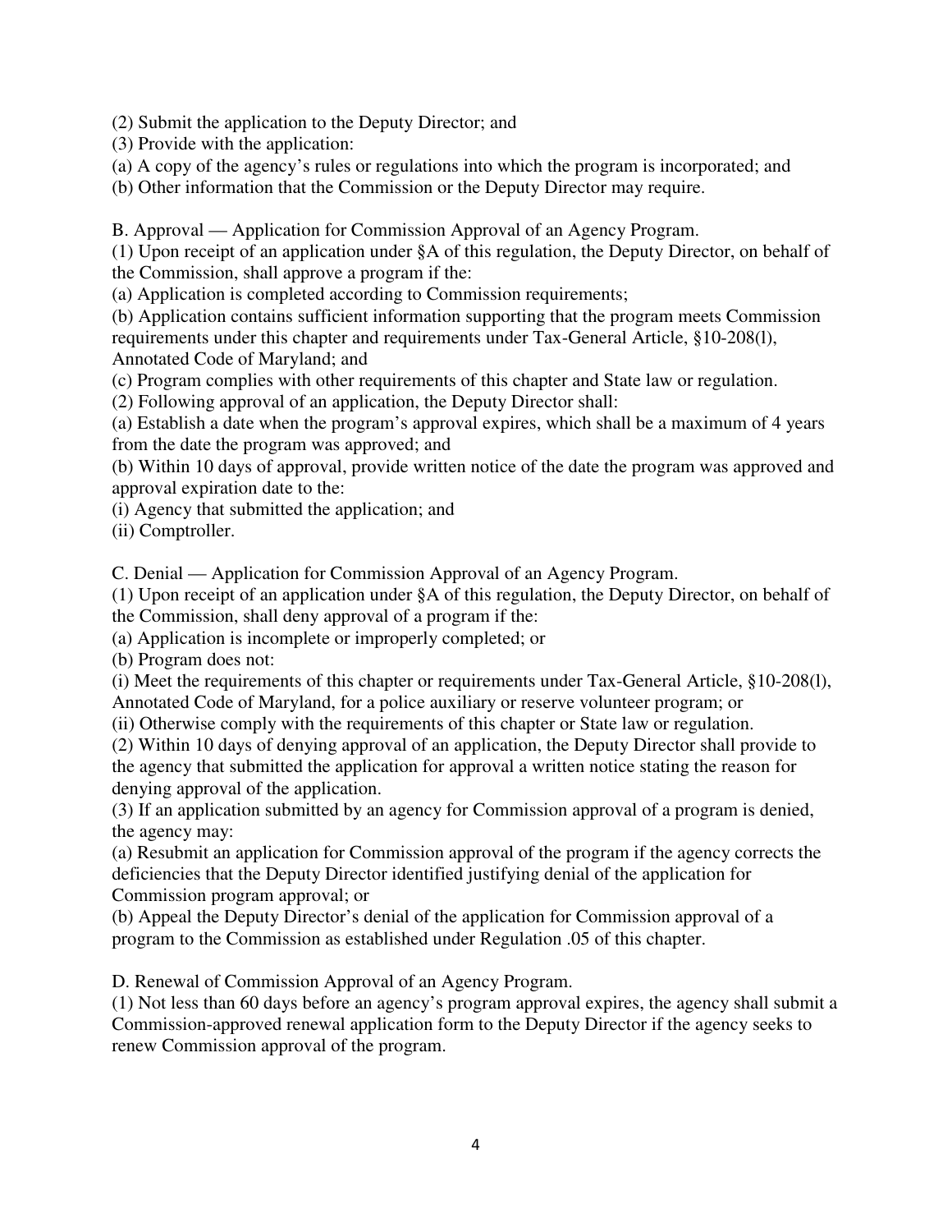(2) Submit the application to the Deputy Director; and

(3) Provide with the application:

(a) A copy of the agency's rules or regulations into which the program is incorporated; and

(b) Other information that the Commission or the Deputy Director may require.

B. Approval — Application for Commission Approval of an Agency Program.

(1) Upon receipt of an application under §A of this regulation, the Deputy Director, on behalf of the Commission, shall approve a program if the:

(a) Application is completed according to Commission requirements;

(b) Application contains sufficient information supporting that the program meets Commission requirements under this chapter and requirements under Tax-General Article, §10-208(l), Annotated Code of Maryland; and

(c) Program complies with other requirements of this chapter and State law or regulation.

(2) Following approval of an application, the Deputy Director shall:

(a) Establish a date when the program's approval expires, which shall be a maximum of 4 years from the date the program was approved; and

(b) Within 10 days of approval, provide written notice of the date the program was approved and approval expiration date to the:

(i) Agency that submitted the application; and

(ii) Comptroller.

C. Denial — Application for Commission Approval of an Agency Program.

(1) Upon receipt of an application under §A of this regulation, the Deputy Director, on behalf of the Commission, shall deny approval of a program if the:

(a) Application is incomplete or improperly completed; or

(b) Program does not:

(i) Meet the requirements of this chapter or requirements under Tax-General Article, §10-208(l), Annotated Code of Maryland, for a police auxiliary or reserve volunteer program; or

(ii) Otherwise comply with the requirements of this chapter or State law or regulation.

(2) Within 10 days of denying approval of an application, the Deputy Director shall provide to the agency that submitted the application for approval a written notice stating the reason for denying approval of the application.

(3) If an application submitted by an agency for Commission approval of a program is denied, the agency may:

(a) Resubmit an application for Commission approval of the program if the agency corrects the deficiencies that the Deputy Director identified justifying denial of the application for Commission program approval; or

(b) Appeal the Deputy Director's denial of the application for Commission approval of a program to the Commission as established under Regulation .05 of this chapter.

D. Renewal of Commission Approval of an Agency Program.

(1) Not less than 60 days before an agency's program approval expires, the agency shall submit a Commission-approved renewal application form to the Deputy Director if the agency seeks to renew Commission approval of the program.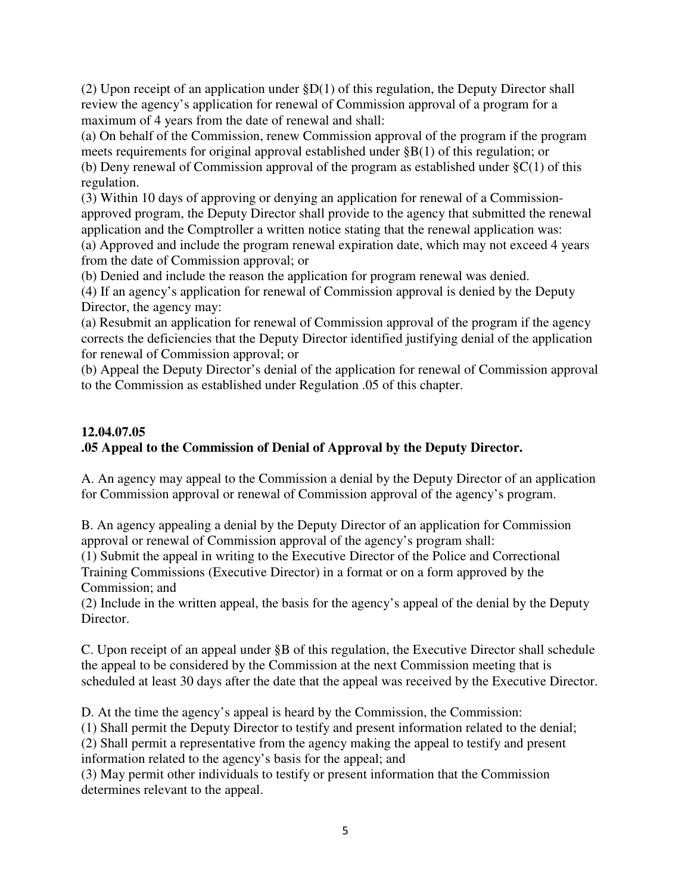(2) Upon receipt of an application under §D(1) of this regulation, the Deputy Director shall review the agency's application for renewal of Commission approval of a program for a maximum of 4 years from the date of renewal and shall:

(a) On behalf of the Commission, renew Commission approval of the program if the program meets requirements for original approval established under §B(1) of this regulation; or

(b) Deny renewal of Commission approval of the program as established under §C(1) of this regulation.

(3) Within 10 days of approving or denying an application for renewal of a Commission-approved program, the Deputy Director shall provide to the agency that submitted the renewal application and the Comptroller a written notice stating that the renewal application was:

(a) Approved and include the program renewal expiration date, which may not exceed 4 years from the date of Commission approval; or

(b) Denied and include the reason the application for program renewal was denied.

(4) If an agency's application for renewal of Commission approval is denied by the Deputy Director, the agency may:

(a) Resubmit an application for renewal of Commission approval of the program if the agency corrects the deficiencies that the Deputy Director identified justifying denial of the application for renewal of Commission approval; or

(b) Appeal the Deputy Director's denial of the application for renewal of Commission approval to the Commission as established under Regulation .05 of this chapter.

**12.04.07.05**
**.05 Appeal to the Commission of Denial of Approval by the Deputy Director.**

A. An agency may appeal to the Commission a denial by the Deputy Director of an application for Commission approval or renewal of Commission approval of the agency's program.

B. An agency appealing a denial by the Deputy Director of an application for Commission approval or renewal of Commission approval of the agency's program shall:

(1) Submit the appeal in writing to the Executive Director of the Police and Correctional Training Commissions (Executive Director) in a format or on a form approved by the Commission; and

(2) Include in the written appeal, the basis for the agency's appeal of the denial by the Deputy Director.

C. Upon receipt of an appeal under §B of this regulation, the Executive Director shall schedule the appeal to be considered by the Commission at the next Commission meeting that is scheduled at least 30 days after the date that the appeal was received by the Executive Director.

D. At the time the agency's appeal is heard by the Commission, the Commission:

(1) Shall permit the Deputy Director to testify and present information related to the denial;

(2) Shall permit a representative from the agency making the appeal to testify and present information related to the agency's basis for the appeal; and

(3) May permit other individuals to testify or present information that the Commission determines relevant to the appeal.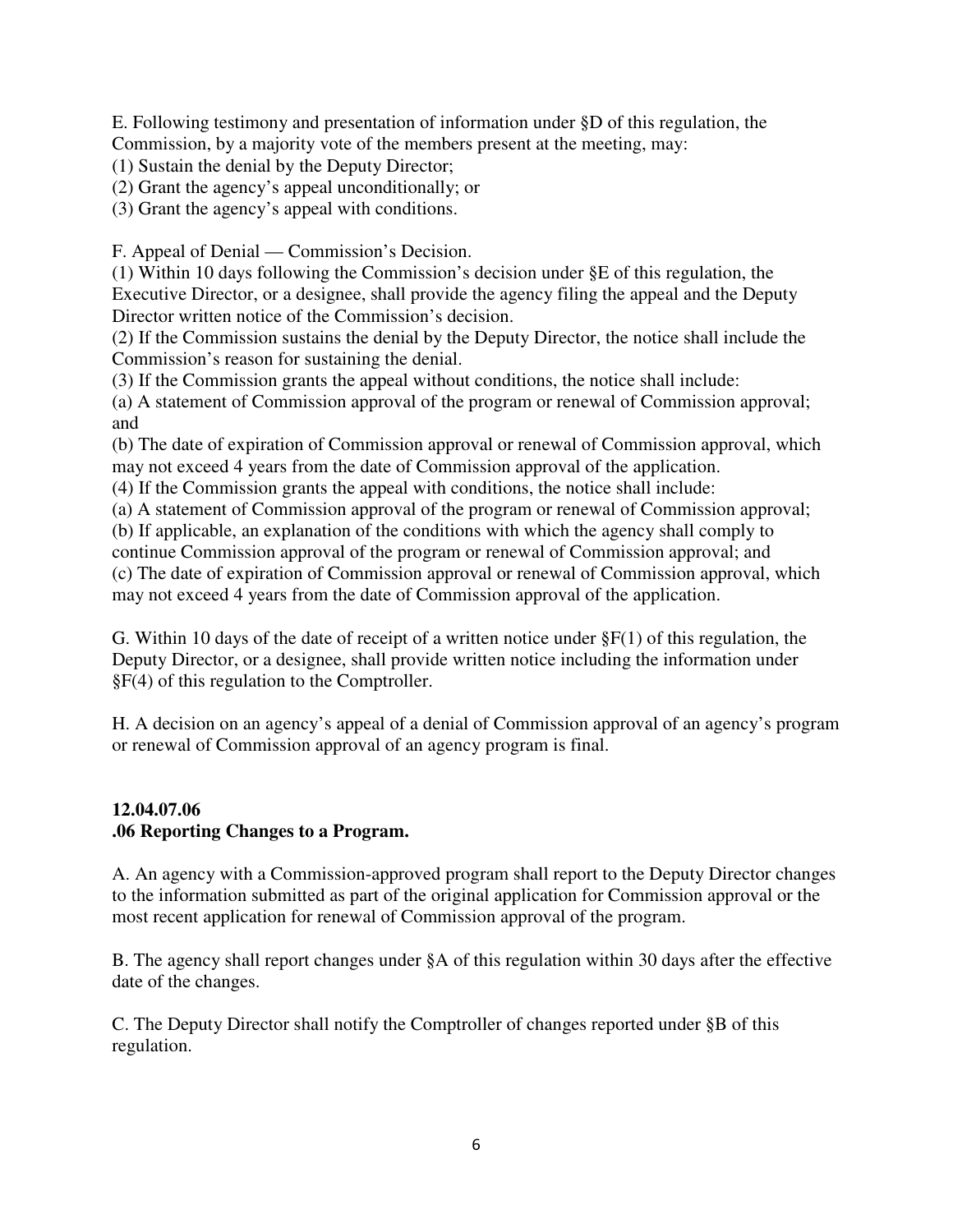E. Following testimony and presentation of information under §D of this regulation, the Commission, by a majority vote of the members present at the meeting, may:
(1) Sustain the denial by the Deputy Director;
(2) Grant the agency's appeal unconditionally; or
(3) Grant the agency's appeal with conditions.

F. Appeal of Denial — Commission's Decision.
(1) Within 10 days following the Commission's decision under §E of this regulation, the Executive Director, or a designee, shall provide the agency filing the appeal and the Deputy Director written notice of the Commission's decision.
(2) If the Commission sustains the denial by the Deputy Director, the notice shall include the Commission's reason for sustaining the denial.
(3) If the Commission grants the appeal without conditions, the notice shall include:
(a) A statement of Commission approval of the program or renewal of Commission approval; and
(b) The date of expiration of Commission approval or renewal of Commission approval, which may not exceed 4 years from the date of Commission approval of the application.
(4) If the Commission grants the appeal with conditions, the notice shall include:
(a) A statement of Commission approval of the program or renewal of Commission approval;
(b) If applicable, an explanation of the conditions with which the agency shall comply to continue Commission approval of the program or renewal of Commission approval; and
(c) The date of expiration of Commission approval or renewal of Commission approval, which may not exceed 4 years from the date of Commission approval of the application.

G. Within 10 days of the date of receipt of a written notice under §F(1) of this regulation, the Deputy Director, or a designee, shall provide written notice including the information under §F(4) of this regulation to the Comptroller.

H. A decision on an agency's appeal of a denial of Commission approval of an agency's program or renewal of Commission approval of an agency program is final.

**12.04.07.06**
**.06 Reporting Changes to a Program.**

A. An agency with a Commission-approved program shall report to the Deputy Director changes to the information submitted as part of the original application for Commission approval or the most recent application for renewal of Commission approval of the program.

B. The agency shall report changes under §A of this regulation within 30 days after the effective date of the changes.

C. The Deputy Director shall notify the Comptroller of changes reported under §B of this regulation.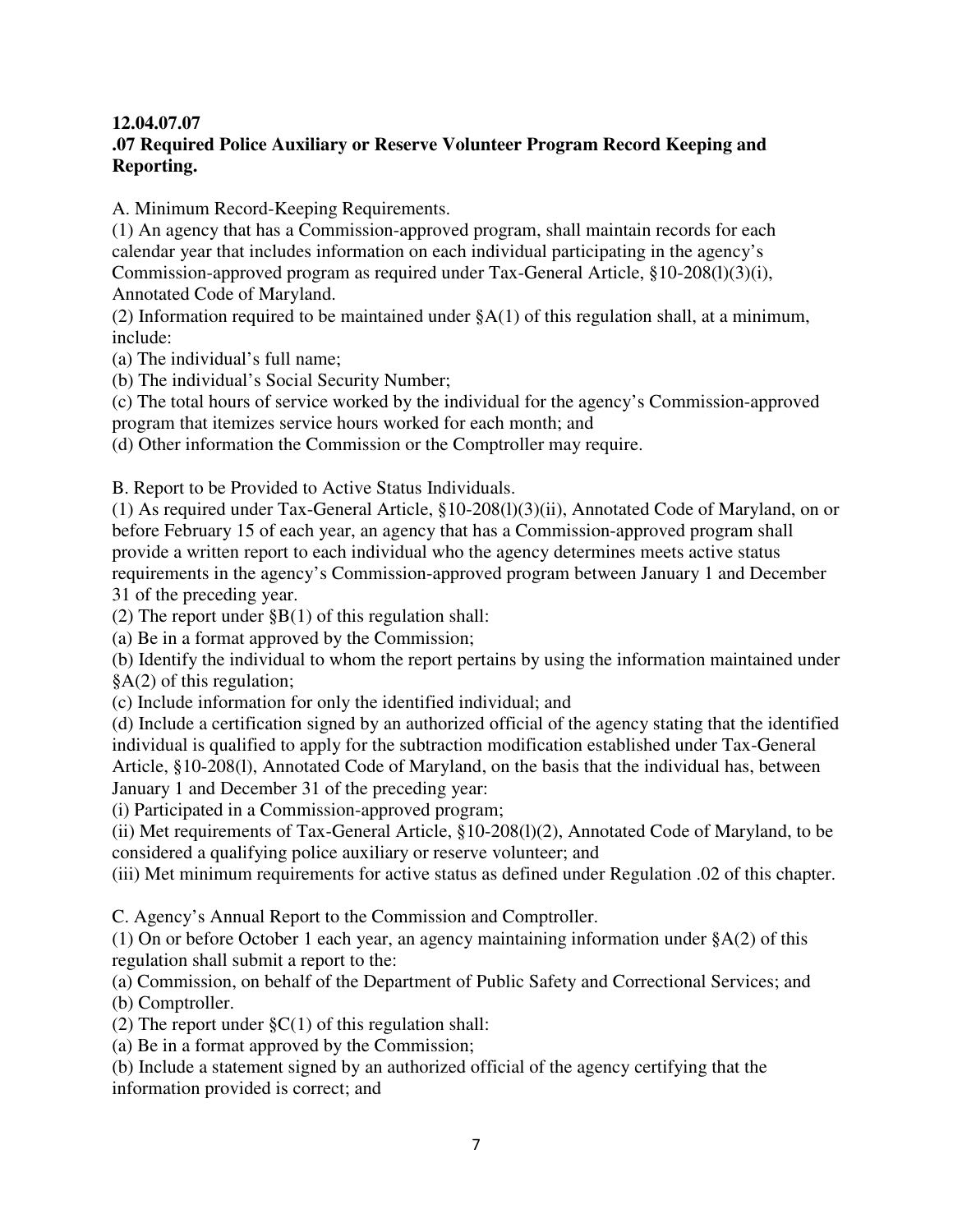**12.04.07.07**
**.07 Required Police Auxiliary or Reserve Volunteer Program Record Keeping and Reporting.**

A. Minimum Record-Keeping Requirements.
(1) An agency that has a Commission-approved program, shall maintain records for each calendar year that includes information on each individual participating in the agency's Commission-approved program as required under Tax-General Article, §10-208(l)(3)(i), Annotated Code of Maryland.
(2) Information required to be maintained under §A(1) of this regulation shall, at a minimum, include:
(a) The individual's full name;
(b) The individual's Social Security Number;
(c) The total hours of service worked by the individual for the agency's Commission-approved program that itemizes service hours worked for each month; and
(d) Other information the Commission or the Comptroller may require.

B. Report to be Provided to Active Status Individuals.
(1) As required under Tax-General Article, §10-208(l)(3)(ii), Annotated Code of Maryland, on or before February 15 of each year, an agency that has a Commission-approved program shall provide a written report to each individual who the agency determines meets active status requirements in the agency's Commission-approved program between January 1 and December 31 of the preceding year.
(2) The report under §B(1) of this regulation shall:
(a) Be in a format approved by the Commission;
(b) Identify the individual to whom the report pertains by using the information maintained under §A(2) of this regulation;
(c) Include information for only the identified individual; and
(d) Include a certification signed by an authorized official of the agency stating that the identified individual is qualified to apply for the subtraction modification established under Tax-General Article, §10-208(l), Annotated Code of Maryland, on the basis that the individual has, between January 1 and December 31 of the preceding year:
(i) Participated in a Commission-approved program;
(ii) Met requirements of Tax-General Article, §10-208(l)(2), Annotated Code of Maryland, to be considered a qualifying police auxiliary or reserve volunteer; and
(iii) Met minimum requirements for active status as defined under Regulation .02 of this chapter.

C. Agency's Annual Report to the Commission and Comptroller.
(1) On or before October 1 each year, an agency maintaining information under §A(2) of this regulation shall submit a report to the:
(a) Commission, on behalf of the Department of Public Safety and Correctional Services; and
(b) Comptroller.
(2) The report under §C(1) of this regulation shall:
(a) Be in a format approved by the Commission;
(b) Include a statement signed by an authorized official of the agency certifying that the information provided is correct; and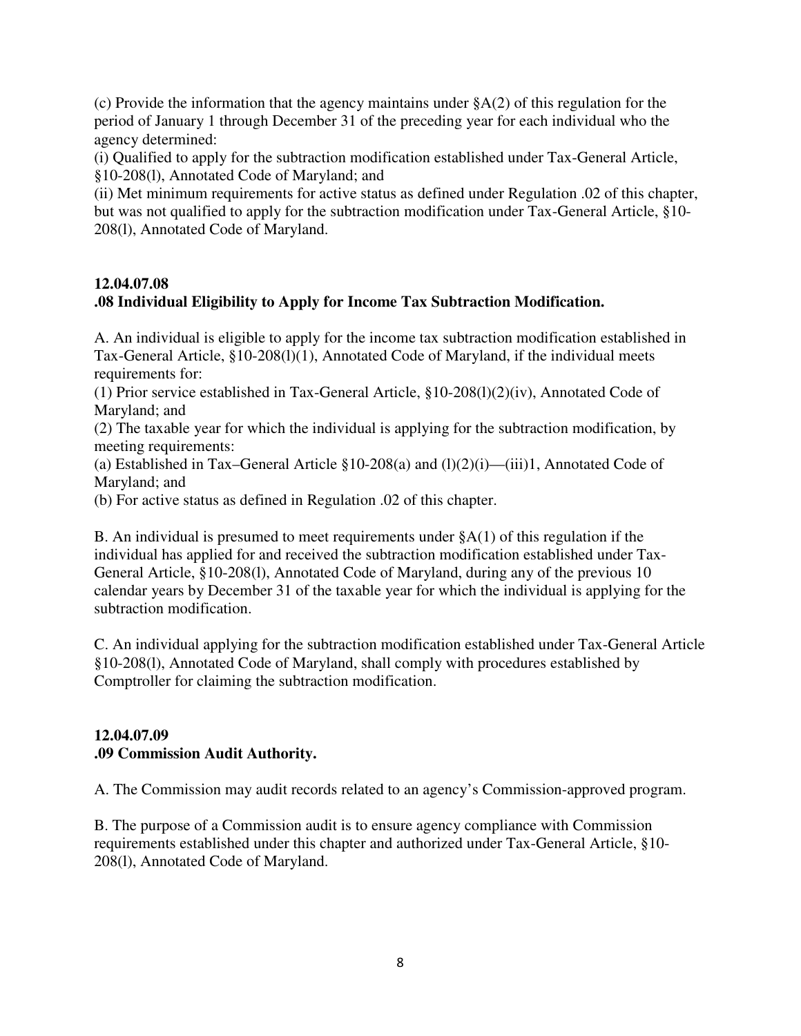(c) Provide the information that the agency maintains under §A(2) of this regulation for the period of January 1 through December 31 of the preceding year for each individual who the agency determined:

(i) Qualified to apply for the subtraction modification established under Tax-General Article, §10-208(l), Annotated Code of Maryland; and

(ii) Met minimum requirements for active status as defined under Regulation .02 of this chapter, but was not qualified to apply for the subtraction modification under Tax-General Article, §10-208(l), Annotated Code of Maryland.

**12.04.07.08**
**.08 Individual Eligibility to Apply for Income Tax Subtraction Modification.**

A. An individual is eligible to apply for the income tax subtraction modification established in Tax-General Article, §10-208(l)(1), Annotated Code of Maryland, if the individual meets requirements for:

(1) Prior service established in Tax-General Article, §10-208(l)(2)(iv), Annotated Code of Maryland; and

(2) The taxable year for which the individual is applying for the subtraction modification, by meeting requirements:

(a) Established in Tax–General Article §10-208(a) and (l)(2)(i)—(iii)1, Annotated Code of Maryland; and

(b) For active status as defined in Regulation .02 of this chapter.

B. An individual is presumed to meet requirements under §A(1) of this regulation if the individual has applied for and received the subtraction modification established under Tax-General Article, §10-208(l), Annotated Code of Maryland, during any of the previous 10 calendar years by December 31 of the taxable year for which the individual is applying for the subtraction modification.

C. An individual applying for the subtraction modification established under Tax-General Article §10-208(l), Annotated Code of Maryland, shall comply with procedures established by Comptroller for claiming the subtraction modification.

**12.04.07.09**
**.09 Commission Audit Authority.**

A. The Commission may audit records related to an agency's Commission-approved program.

B. The purpose of a Commission audit is to ensure agency compliance with Commission requirements established under this chapter and authorized under Tax-General Article, §10-208(l), Annotated Code of Maryland.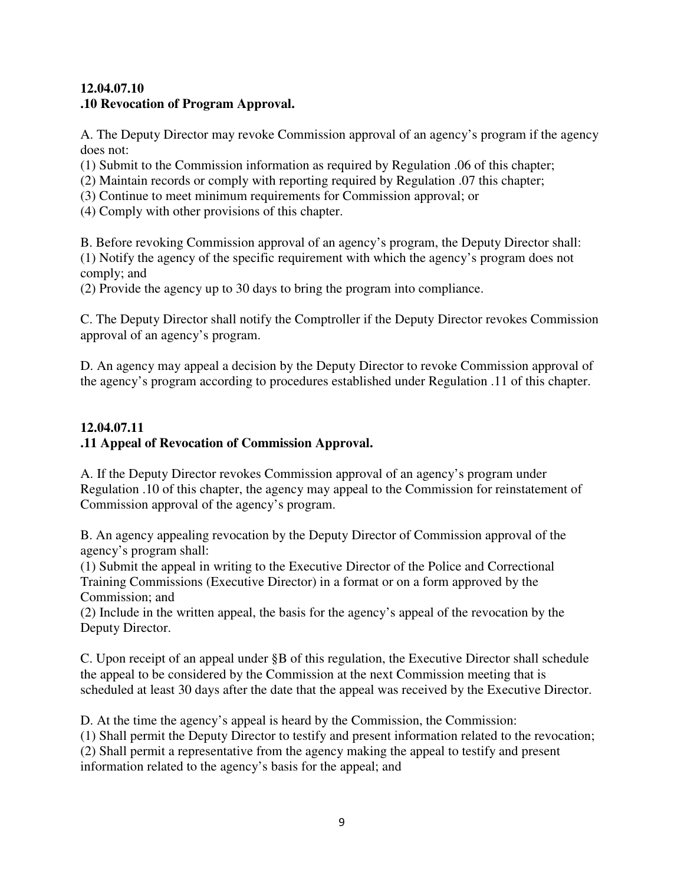**12.04.07.10**
**.10 Revocation of Program Approval.**

A. The Deputy Director may revoke Commission approval of an agency's program if the agency does not:
(1) Submit to the Commission information as required by Regulation .06 of this chapter;
(2) Maintain records or comply with reporting required by Regulation .07 this chapter;
(3) Continue to meet minimum requirements for Commission approval; or
(4) Comply with other provisions of this chapter.

B. Before revoking Commission approval of an agency's program, the Deputy Director shall:
(1) Notify the agency of the specific requirement with which the agency's program does not comply; and
(2) Provide the agency up to 30 days to bring the program into compliance.

C. The Deputy Director shall notify the Comptroller if the Deputy Director revokes Commission approval of an agency's program.

D. An agency may appeal a decision by the Deputy Director to revoke Commission approval of the agency's program according to procedures established under Regulation .11 of this chapter.

**12.04.07.11**
**.11 Appeal of Revocation of Commission Approval.**

A. If the Deputy Director revokes Commission approval of an agency's program under Regulation .10 of this chapter, the agency may appeal to the Commission for reinstatement of Commission approval of the agency's program.

B. An agency appealing revocation by the Deputy Director of Commission approval of the agency's program shall:
(1) Submit the appeal in writing to the Executive Director of the Police and Correctional Training Commissions (Executive Director) in a format or on a form approved by the Commission; and
(2) Include in the written appeal, the basis for the agency's appeal of the revocation by the Deputy Director.

C. Upon receipt of an appeal under §B of this regulation, the Executive Director shall schedule the appeal to be considered by the Commission at the next Commission meeting that is scheduled at least 30 days after the date that the appeal was received by the Executive Director.

D. At the time the agency's appeal is heard by the Commission, the Commission:
(1) Shall permit the Deputy Director to testify and present information related to the revocation;
(2) Shall permit a representative from the agency making the appeal to testify and present information related to the agency's basis for the appeal; and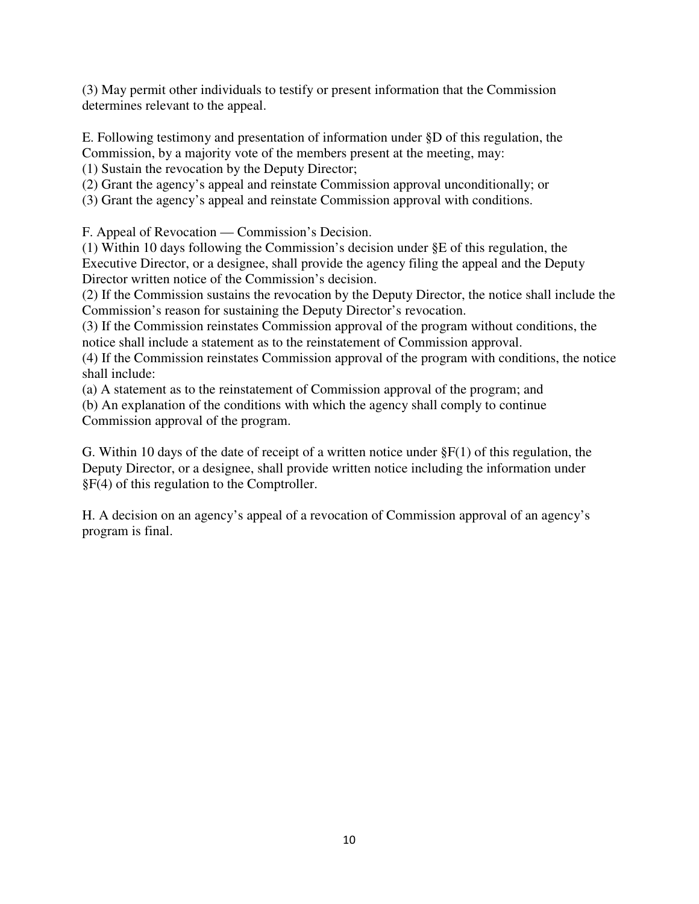(3) May permit other individuals to testify or present information that the Commission determines relevant to the appeal.

E. Following testimony and presentation of information under §D of this regulation, the Commission, by a majority vote of the members present at the meeting, may:
(1) Sustain the revocation by the Deputy Director;
(2) Grant the agency's appeal and reinstate Commission approval unconditionally; or
(3) Grant the agency's appeal and reinstate Commission approval with conditions.

F. Appeal of Revocation — Commission's Decision.
(1) Within 10 days following the Commission's decision under §E of this regulation, the Executive Director, or a designee, shall provide the agency filing the appeal and the Deputy Director written notice of the Commission's decision.
(2) If the Commission sustains the revocation by the Deputy Director, the notice shall include the Commission's reason for sustaining the Deputy Director's revocation.
(3) If the Commission reinstates Commission approval of the program without conditions, the notice shall include a statement as to the reinstatement of Commission approval.
(4) If the Commission reinstates Commission approval of the program with conditions, the notice shall include:
(a) A statement as to the reinstatement of Commission approval of the program; and
(b) An explanation of the conditions with which the agency shall comply to continue Commission approval of the program.

G. Within 10 days of the date of receipt of a written notice under §F(1) of this regulation, the Deputy Director, or a designee, shall provide written notice including the information under §F(4) of this regulation to the Comptroller.

H. A decision on an agency's appeal of a revocation of Commission approval of an agency's program is final.